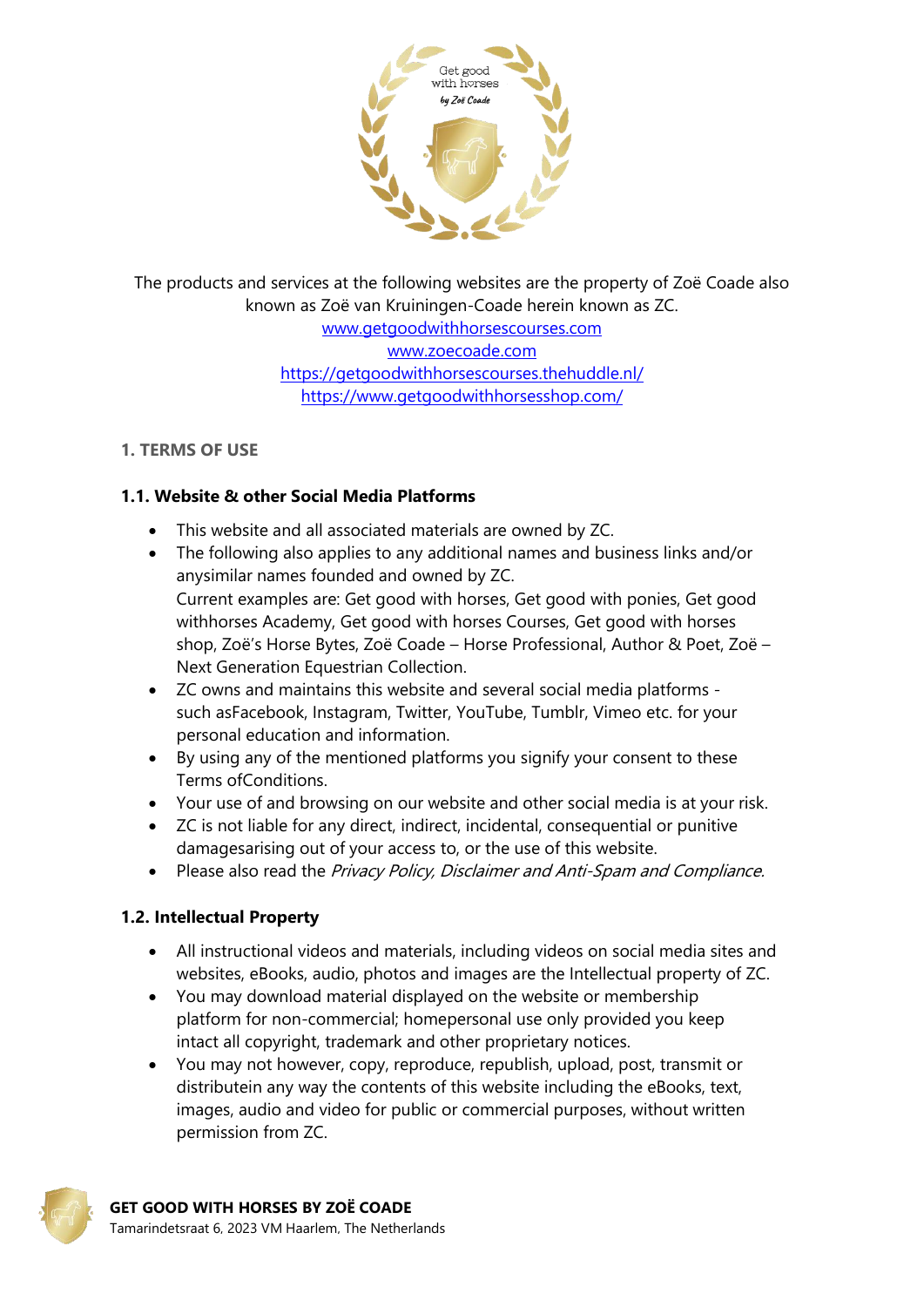The products and services at the following websites are the property of Zoë Coade also known as Zoë van Kruiningen-Coade herein known as ZC.

www.getgoodwithhorsescourses.com

www.zoecoade.com

https://getgoodwithhorsescourses.thehuddle.nl/

https://www.getgoodwithhorsesshop.com/

## 1. TERMS OF USE

### 1.1. Website & other Social Media Platforms

- This website and all associated materials are owned by ZC.
- The following also applies to any additional names and business links and/or anysimilar names founded and owned by ZC.
  Current examples are: Get good with horses, Get good with ponies, Get good withhorses Academy, Get good with horses Courses, Get good with horses shop, Zoë's Horse Bytes, Zoë Coade – Horse Professional, Author & Poet, Zoë – Next Generation Equestrian Collection.
- ZC owns and maintains this website and several social media platforms - such asFacebook, Instagram, Twitter, YouTube, Tumblr, Vimeo etc. for your personal education and information.
- By using any of the mentioned platforms you signify your consent to these Terms ofConditions.
- Your use of and browsing on our website and other social media is at your risk.
- ZC is not liable for any direct, indirect, incidental, consequential or punitive damagesarising out of your access to, or the use of this website.
- Please also read the *Privacy Policy, Disclaimer and Anti-Spam and Compliance.*

### 1.2. Intellectual Property

- All instructional videos and materials, including videos on social media sites and websites, eBooks, audio, photos and images are the Intellectual property of ZC.
- You may download material displayed on the website or membership platform for non-commercial; homepersonal use only provided you keep intact all copyright, trademark and other proprietary notices.
- You may not however, copy, reproduce, republish, upload, post, transmit or distributein any way the contents of this website including the eBooks, text, images, audio and video for public or commercial purposes, without written permission from ZC.

**GET GOOD WITH HORSES BY ZOË COADE**
Tamarindetsraat 6, 2023 VM Haarlem, The Netherlands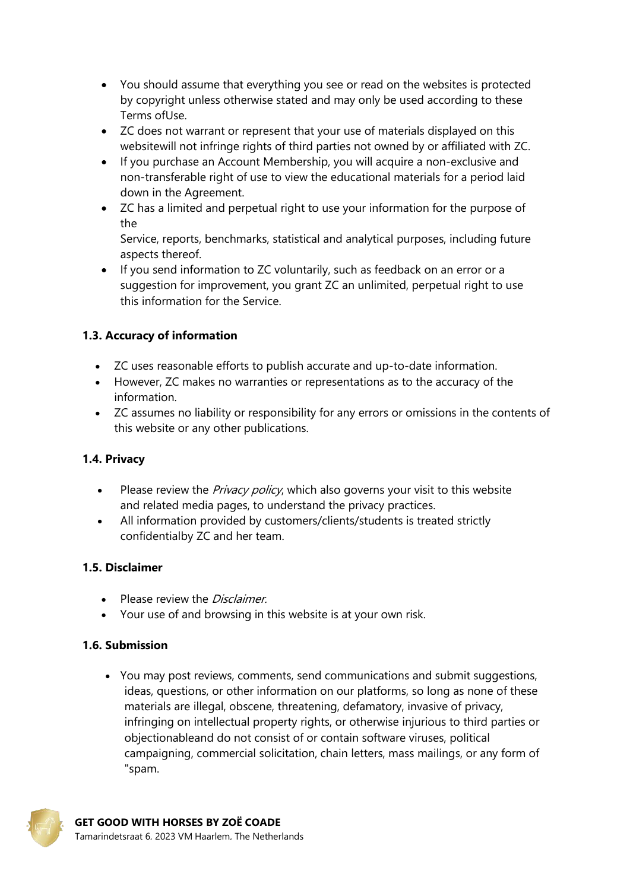- You should assume that everything you see or read on the websites is protected by copyright unless otherwise stated and may only be used according to these Terms ofUse.
- ZC does not warrant or represent that your use of materials displayed on this websitewill not infringe rights of third parties not owned by or affiliated with ZC.
- If you purchase an Account Membership, you will acquire a non-exclusive and non-transferable right of use to view the educational materials for a period laid down in the Agreement.
- ZC has a limited and perpetual right to use your information for the purpose of the Service, reports, benchmarks, statistical and analytical purposes, including future aspects thereof.
- If you send information to ZC voluntarily, such as feedback on an error or a suggestion for improvement, you grant ZC an unlimited, perpetual right to use this information for the Service.

**1.3. Accuracy of information**

- ZC uses reasonable efforts to publish accurate and up-to-date information.
- However, ZC makes no warranties or representations as to the accuracy of the information.
- ZC assumes no liability or responsibility for any errors or omissions in the contents of this website or any other publications.

**1.4. Privacy**

- Please review the *Privacy policy*, which also governs your visit to this website and related media pages, to understand the privacy practices.
- All information provided by customers/clients/students is treated strictly confidentialby ZC and her team.

**1.5. Disclaimer**

- Please review the *Disclaimer.*
- Your use of and browsing in this website is at your own risk.

**1.6. Submission**

- You may post reviews, comments, send communications and submit suggestions, ideas, questions, or other information on our platforms, so long as none of these materials are illegal, obscene, threatening, defamatory, invasive of privacy, infringing on intellectual property rights, or otherwise injurious to third parties or objectionableand do not consist of or contain software viruses, political campaigning, commercial solicitation, chain letters, mass mailings, or any form of "spam.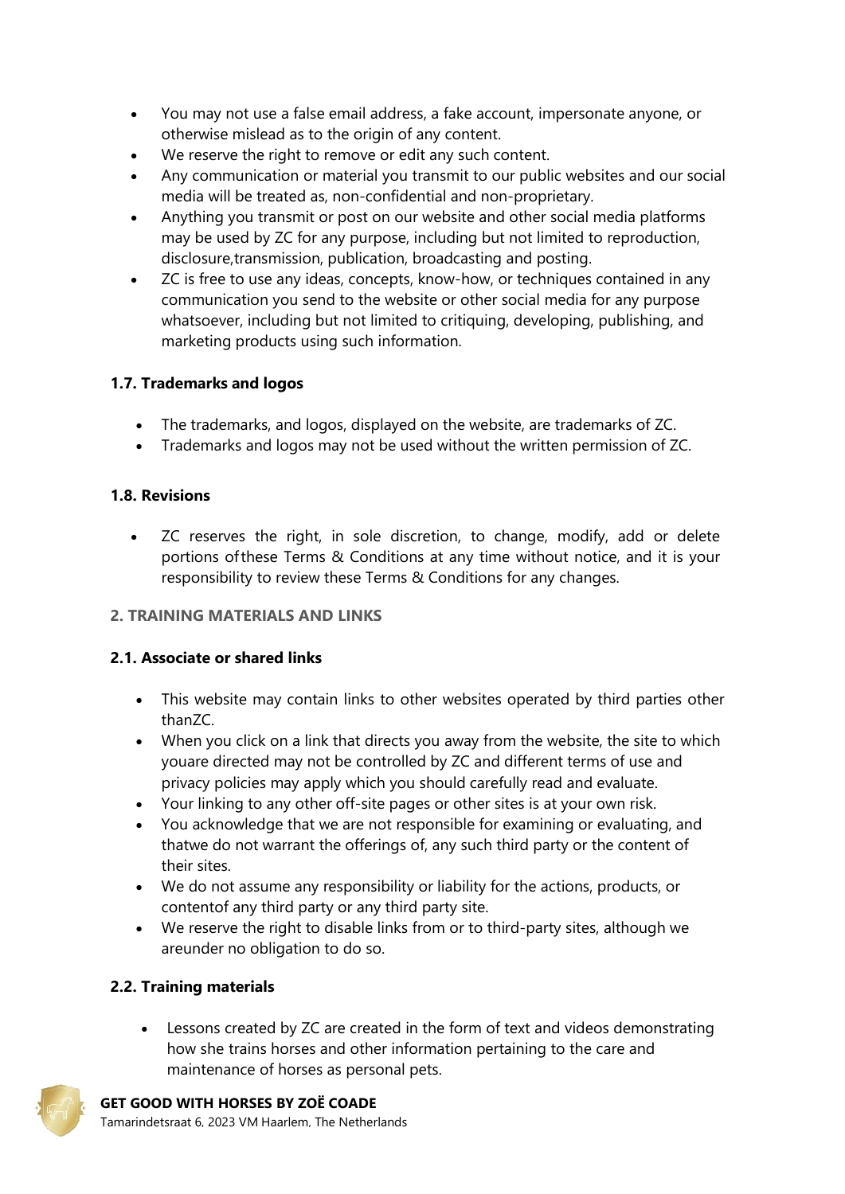- You may not use a false email address, a fake account, impersonate anyone, or otherwise mislead as to the origin of any content.
- We reserve the right to remove or edit any such content.
- Any communication or material you transmit to our public websites and our social media will be treated as, non-confidential and non-proprietary.
- Anything you transmit or post on our website and other social media platforms may be used by ZC for any purpose, including but not limited to reproduction, disclosure,transmission, publication, broadcasting and posting.
- ZC is free to use any ideas, concepts, know-how, or techniques contained in any communication you send to the website or other social media for any purpose whatsoever, including but not limited to critiquing, developing, publishing, and marketing products using such information.

**1.7. Trademarks and logos**

- The trademarks, and logos, displayed on the website, are trademarks of ZC.
- Trademarks and logos may not be used without the written permission of ZC.

**1.8. Revisions**

- ZC reserves the right, in sole discretion, to change, modify, add or delete portions ofthese Terms & Conditions at any time without notice, and it is your responsibility to review these Terms & Conditions for any changes.

**2. TRAINING MATERIALS AND LINKS**

**2.1. Associate or shared links**

- This website may contain links to other websites operated by third parties other thanZC.
- When you click on a link that directs you away from the website, the site to which youare directed may not be controlled by ZC and different terms of use and privacy policies may apply which you should carefully read and evaluate.
- Your linking to any other off-site pages or other sites is at your own risk.
- You acknowledge that we are not responsible for examining or evaluating, and thatwe do not warrant the offerings of, any such third party or the content of their sites.
- We do not assume any responsibility or liability for the actions, products, or contentof any third party or any third party site.
- We reserve the right to disable links from or to third-party sites, although we areunder no obligation to do so.

**2.2. Training materials**

- Lessons created by ZC are created in the form of text and videos demonstrating how she trains horses and other information pertaining to the care and maintenance of horses as personal pets.

**GET GOOD WITH HORSES BY ZOË COADE**
Tamarindetsraat 6, 2023 VM Haarlem, The Netherlands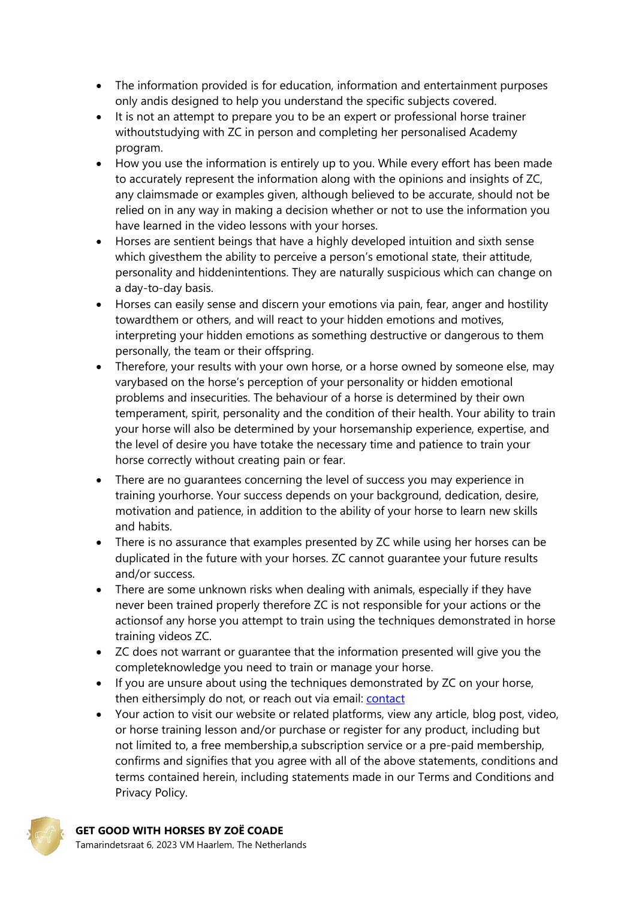- The information provided is for education, information and entertainment purposes only andis designed to help you understand the specific subjects covered.
- It is not an attempt to prepare you to be an expert or professional horse trainer withoutstudying with ZC in person and completing her personalised Academy program.
- How you use the information is entirely up to you. While every effort has been made to accurately represent the information along with the opinions and insights of ZC, any claimsmade or examples given, although believed to be accurate, should not be relied on in any way in making a decision whether or not to use the information you have learned in the video lessons with your horses.
- Horses are sentient beings that have a highly developed intuition and sixth sense which givesthem the ability to perceive a person's emotional state, their attitude, personality and hiddenintentions. They are naturally suspicious which can change on a day-to-day basis.
- Horses can easily sense and discern your emotions via pain, fear, anger and hostility towardthem or others, and will react to your hidden emotions and motives, interpreting your hidden emotions as something destructive or dangerous to them personally, the team or their offspring.
- Therefore, your results with your own horse, or a horse owned by someone else, may varybased on the horse's perception of your personality or hidden emotional problems and insecurities. The behaviour of a horse is determined by their own temperament, spirit, personality and the condition of their health. Your ability to train your horse will also be determined by your horsemanship experience, expertise, and the level of desire you have totake the necessary time and patience to train your horse correctly without creating pain or fear.
- There are no guarantees concerning the level of success you may experience in training yourhorse. Your success depends on your background, dedication, desire, motivation and patience, in addition to the ability of your horse to learn new skills and habits.
- There is no assurance that examples presented by ZC while using her horses can be duplicated in the future with your horses. ZC cannot guarantee your future results and/or success.
- There are some unknown risks when dealing with animals, especially if they have never been trained properly therefore ZC is not responsible for your actions or the actionsof any horse you attempt to train using the techniques demonstrated in horse training videos ZC.
- ZC does not warrant or guarantee that the information presented will give you the completeknowledge you need to train or manage your horse.
- If you are unsure about using the techniques demonstrated by ZC on your horse, then eithersimply do not, or reach out via email: contact
- Your action to visit our website or related platforms, view any article, blog post, video, or horse training lesson and/or purchase or register for any product, including but not limited to, a free membership,a subscription service or a pre-paid membership, confirms and signifies that you agree with all of the above statements, conditions and terms contained herein, including statements made in our Terms and Conditions and Privacy Policy.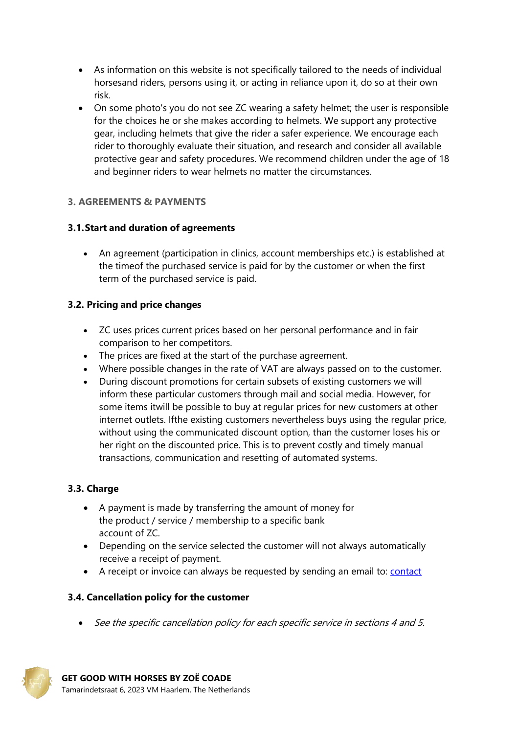- As information on this website is not specifically tailored to the needs of individual horsesand riders, persons using it, or acting in reliance upon it, do so at their own risk.
- On some photo's you do not see ZC wearing a safety helmet; the user is responsible for the choices he or she makes according to helmets. We support any protective gear, including helmets that give the rider a safer experience. We encourage each rider to thoroughly evaluate their situation, and research and consider all available protective gear and safety procedures. We recommend children under the age of 18 and beginner riders to wear helmets no matter the circumstances.

## 3. AGREEMENTS & PAYMENTS

### 3.1. Start and duration of agreements

- An agreement (participation in clinics, account memberships etc.) is established at the timeof the purchased service is paid for by the customer or when the first term of the purchased service is paid.

### 3.2. Pricing and price changes

- ZC uses prices current prices based on her personal performance and in fair comparison to her competitors.
- The prices are fixed at the start of the purchase agreement.
- Where possible changes in the rate of VAT are always passed on to the customer.
- During discount promotions for certain subsets of existing customers we will inform these particular customers through mail and social media. However, for some items itwill be possible to buy at regular prices for new customers at other internet outlets. Ifthe existing customers nevertheless buys using the regular price, without using the communicated discount option, than the customer loses his or her right on the discounted price. This is to prevent costly and timely manual transactions, communication and resetting of automated systems.

### 3.3. Charge

- A payment is made by transferring the amount of money for the product / service / membership to a specific bank account of ZC.
- Depending on the service selected the customer will not always automatically receive a receipt of payment.
- A receipt or invoice can always be requested by sending an email to: [contact]

### 3.4. Cancellation policy for the customer

- *See the specific cancellation policy for each specific service in sections 4 and 5.*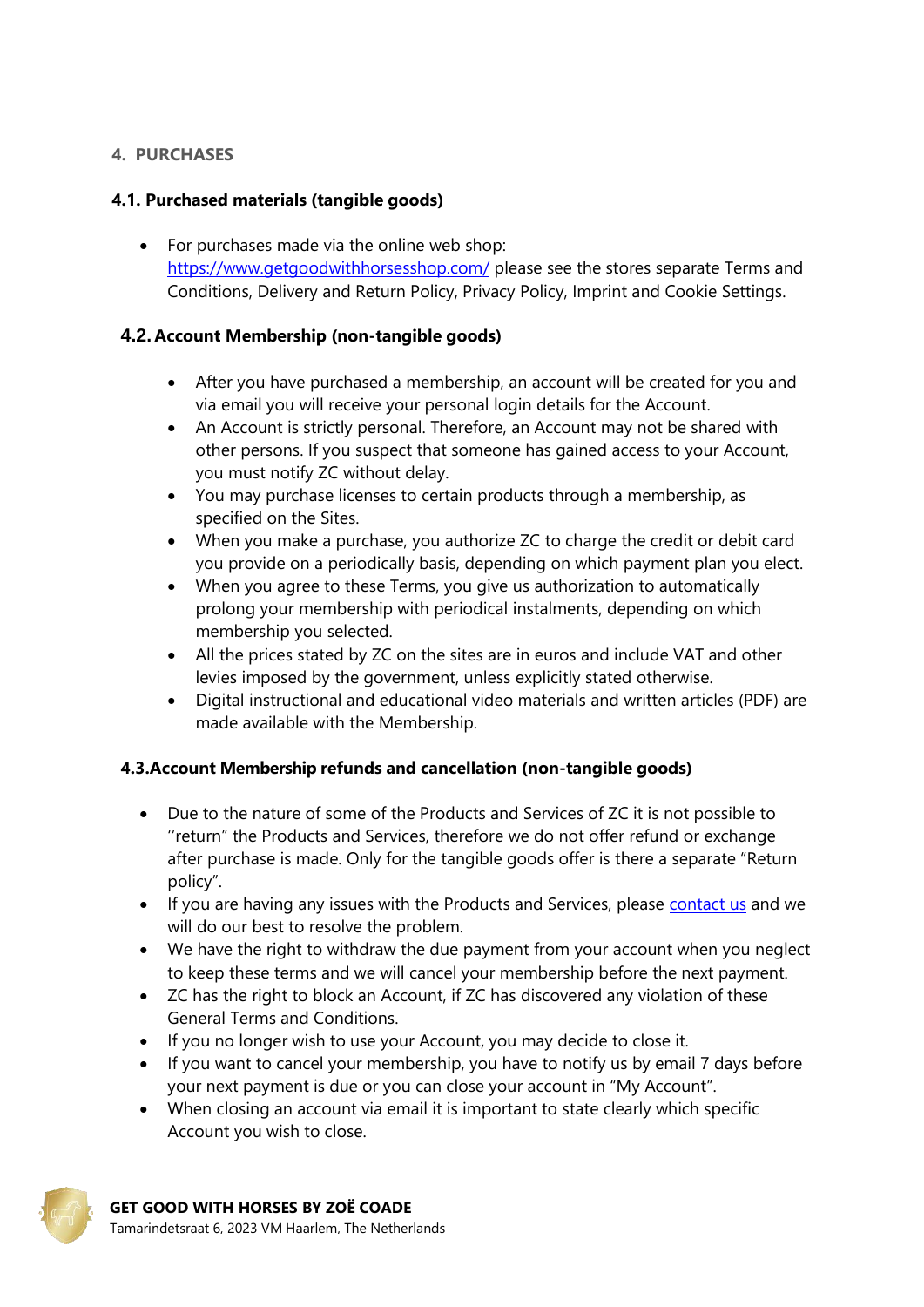## 4. PURCHASES

### 4.1. Purchased materials (tangible goods)

- For purchases made via the online web shop: https://www.getgoodwithhorsesshop.com/ please see the stores separate Terms and Conditions, Delivery and Return Policy, Privacy Policy, Imprint and Cookie Settings.

### 4.2. Account Membership (non-tangible goods)

- After you have purchased a membership, an account will be created for you and via email you will receive your personal login details for the Account.
- An Account is strictly personal. Therefore, an Account may not be shared with other persons. If you suspect that someone has gained access to your Account, you must notify ZC without delay.
- You may purchase licenses to certain products through a membership, as specified on the Sites.
- When you make a purchase, you authorize ZC to charge the credit or debit card you provide on a periodically basis, depending on which payment plan you elect.
- When you agree to these Terms, you give us authorization to automatically prolong your membership with periodical instalments, depending on which membership you selected.
- All the prices stated by ZC on the sites are in euros and include VAT and other levies imposed by the government, unless explicitly stated otherwise.
- Digital instructional and educational video materials and written articles (PDF) are made available with the Membership.

### 4.3. Account Membership refunds and cancellation (non-tangible goods)

- Due to the nature of some of the Products and Services of ZC it is not possible to ''return" the Products and Services, therefore we do not offer refund or exchange after purchase is made. Only for the tangible goods offer is there a separate "Return policy".
- If you are having any issues with the Products and Services, please contact us and we will do our best to resolve the problem.
- We have the right to withdraw the due payment from your account when you neglect to keep these terms and we will cancel your membership before the next payment.
- ZC has the right to block an Account, if ZC has discovered any violation of these General Terms and Conditions.
- If you no longer wish to use your Account, you may decide to close it.
- If you want to cancel your membership, you have to notify us by email 7 days before your next payment is due or you can close your account in "My Account".
- When closing an account via email it is important to state clearly which specific Account you wish to close.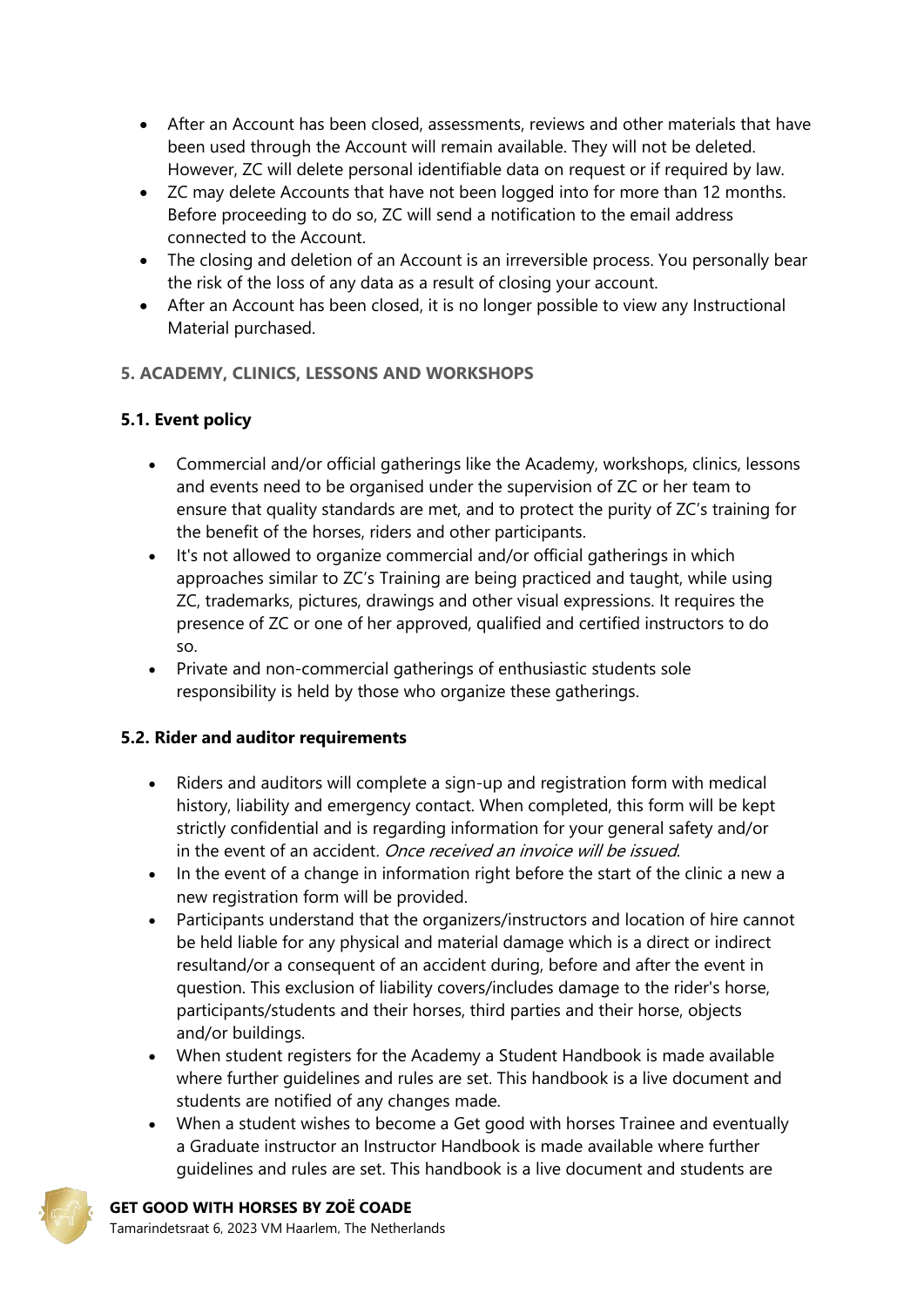- After an Account has been closed, assessments, reviews and other materials that have been used through the Account will remain available. They will not be deleted. However, ZC will delete personal identifiable data on request or if required by law.
- ZC may delete Accounts that have not been logged into for more than 12 months. Before proceeding to do so, ZC will send a notification to the email address connected to the Account.
- The closing and deletion of an Account is an irreversible process. You personally bear the risk of the loss of any data as a result of closing your account.
- After an Account has been closed, it is no longer possible to view any Instructional Material purchased.

## 5. ACADEMY, CLINICS, LESSONS AND WORKSHOPS

### 5.1. Event policy

- Commercial and/or official gatherings like the Academy, workshops, clinics, lessons and events need to be organised under the supervision of ZC or her team to ensure that quality standards are met, and to protect the purity of ZC's training for the benefit of the horses, riders and other participants.
- It's not allowed to organize commercial and/or official gatherings in which approaches similar to ZC's Training are being practiced and taught, while using ZC, trademarks, pictures, drawings and other visual expressions. It requires the presence of ZC or one of her approved, qualified and certified instructors to do so.
- Private and non-commercial gatherings of enthusiastic students sole responsibility is held by those who organize these gatherings.

### 5.2. Rider and auditor requirements

- Riders and auditors will complete a sign-up and registration form with medical history, liability and emergency contact. When completed, this form will be kept strictly confidential and is regarding information for your general safety and/or in the event of an accident. *Once received an invoice will be issued*.
- In the event of a change in information right before the start of the clinic a new a new registration form will be provided.
- Participants understand that the organizers/instructors and location of hire cannot be held liable for any physical and material damage which is a direct or indirect resultand/or a consequent of an accident during, before and after the event in question. This exclusion of liability covers/includes damage to the rider's horse, participants/students and their horses, third parties and their horse, objects and/or buildings.
- When student registers for the Academy a Student Handbook is made available where further guidelines and rules are set. This handbook is a live document and students are notified of any changes made.
- When a student wishes to become a Get good with horses Trainee and eventually a Graduate instructor an Instructor Handbook is made available where further guidelines and rules are set. This handbook is a live document and students are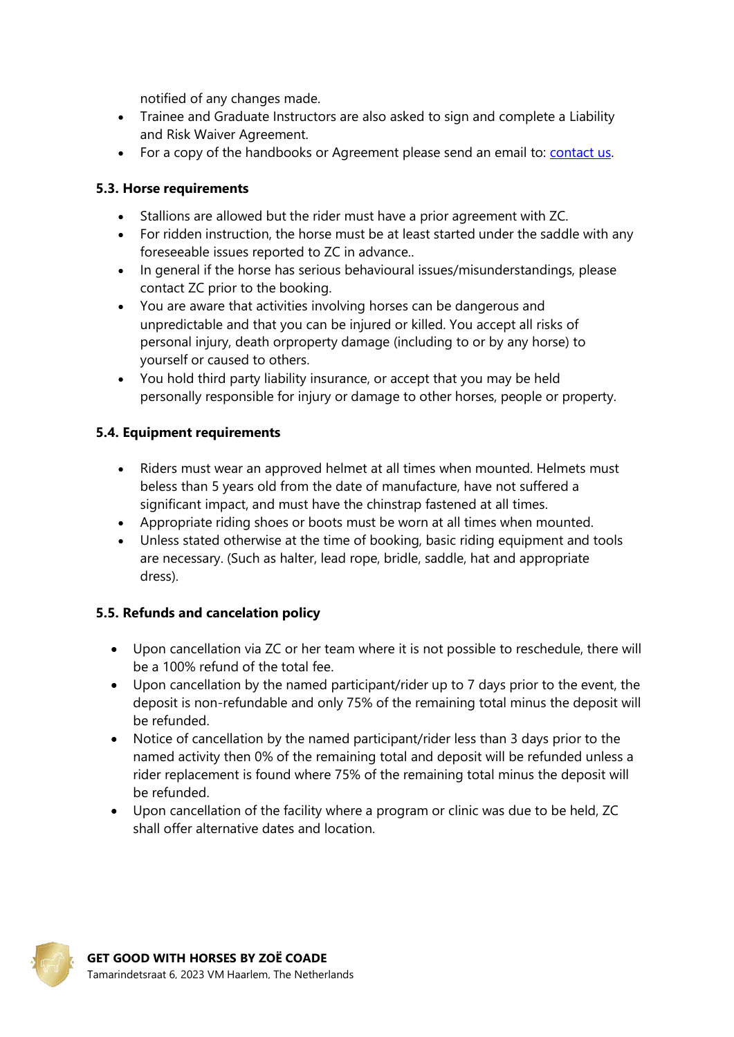notified of any changes made.

- Trainee and Graduate Instructors are also asked to sign and complete a Liability and Risk Waiver Agreement.
- For a copy of the handbooks or Agreement please send an email to: [contact us](#).

### 5.3. Horse requirements

- Stallions are allowed but the rider must have a prior agreement with ZC.
- For ridden instruction, the horse must be at least started under the saddle with any foreseeable issues reported to ZC in advance..
- In general if the horse has serious behavioural issues/misunderstandings, please contact ZC prior to the booking.
- You are aware that activities involving horses can be dangerous and unpredictable and that you can be injured or killed. You accept all risks of personal injury, death orproperty damage (including to or by any horse) to yourself or caused to others.
- You hold third party liability insurance, or accept that you may be held personally responsible for injury or damage to other horses, people or property.

### 5.4. Equipment requirements

- Riders must wear an approved helmet at all times when mounted. Helmets must beless than 5 years old from the date of manufacture, have not suffered a significant impact, and must have the chinstrap fastened at all times.
- Appropriate riding shoes or boots must be worn at all times when mounted.
- Unless stated otherwise at the time of booking, basic riding equipment and tools are necessary. (Such as halter, lead rope, bridle, saddle, hat and appropriate dress).

### 5.5. Refunds and cancelation policy

- Upon cancellation via ZC or her team where it is not possible to reschedule, there will be a 100% refund of the total fee.
- Upon cancellation by the named participant/rider up to 7 days prior to the event, the deposit is non-refundable and only 75% of the remaining total minus the deposit will be refunded.
- Notice of cancellation by the named participant/rider less than 3 days prior to the named activity then 0% of the remaining total and deposit will be refunded unless a rider replacement is found where 75% of the remaining total minus the deposit will be refunded.
- Upon cancellation of the facility where a program or clinic was due to be held, ZC shall offer alternative dates and location.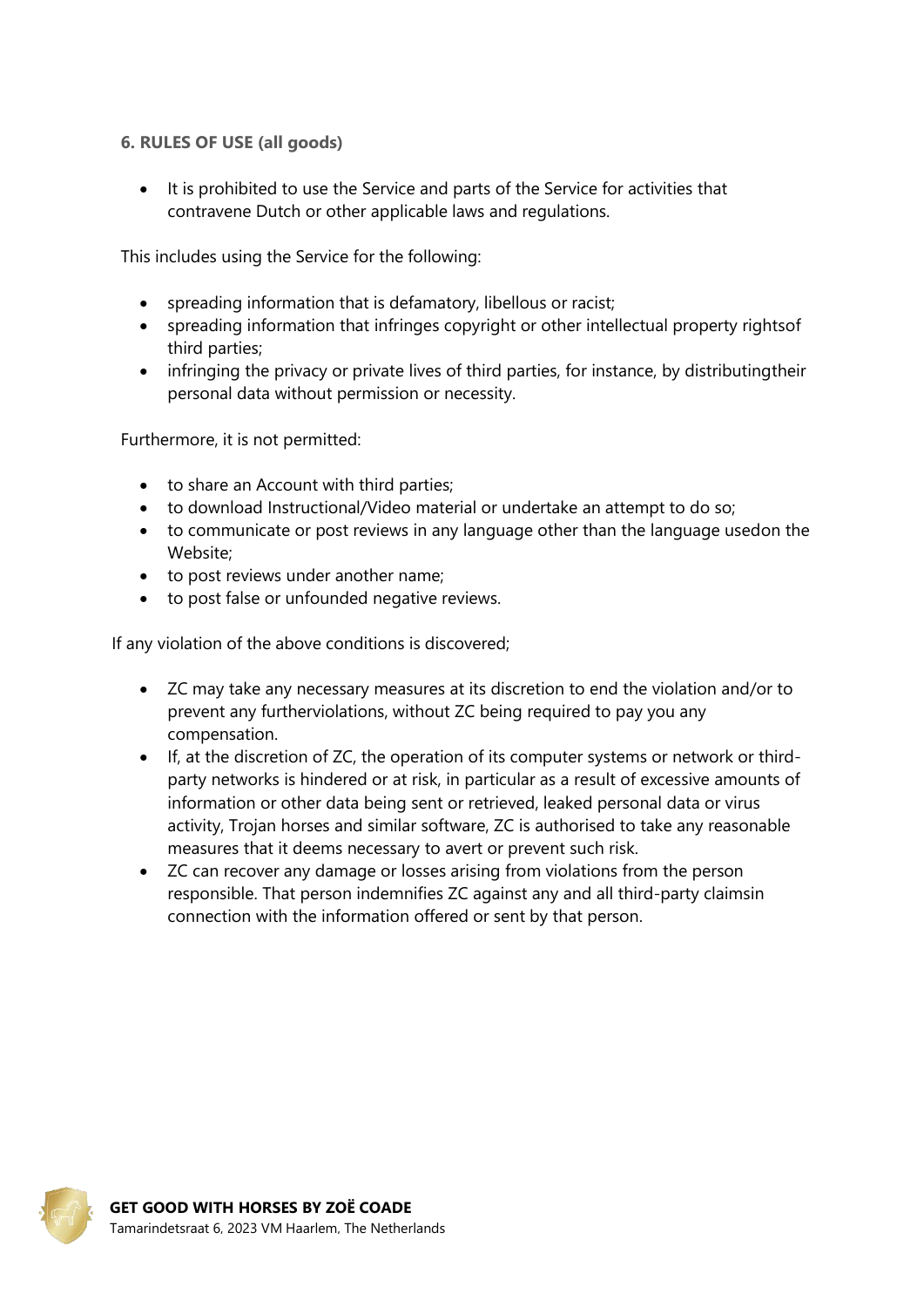### 6. RULES OF USE (all goods)

- It is prohibited to use the Service and parts of the Service for activities that contravene Dutch or other applicable laws and regulations.

This includes using the Service for the following:

- spreading information that is defamatory, libellous or racist;
- spreading information that infringes copyright or other intellectual property rightsof third parties;
- infringing the privacy or private lives of third parties, for instance, by distributingtheir personal data without permission or necessity.

Furthermore, it is not permitted:

- to share an Account with third parties;
- to download Instructional/Video material or undertake an attempt to do so;
- to communicate or post reviews in any language other than the language usedon the Website;
- to post reviews under another name;
- to post false or unfounded negative reviews.

If any violation of the above conditions is discovered;

- ZC may take any necessary measures at its discretion to end the violation and/or to prevent any furtherviolations, without ZC being required to pay you any compensation.
- If, at the discretion of ZC, the operation of its computer systems or network or third-party networks is hindered or at risk, in particular as a result of excessive amounts of information or other data being sent or retrieved, leaked personal data or virus activity, Trojan horses and similar software, ZC is authorised to take any reasonable measures that it deems necessary to avert or prevent such risk.
- ZC can recover any damage or losses arising from violations from the person responsible. That person indemnifies ZC against any and all third-party claimsin connection with the information offered or sent by that person.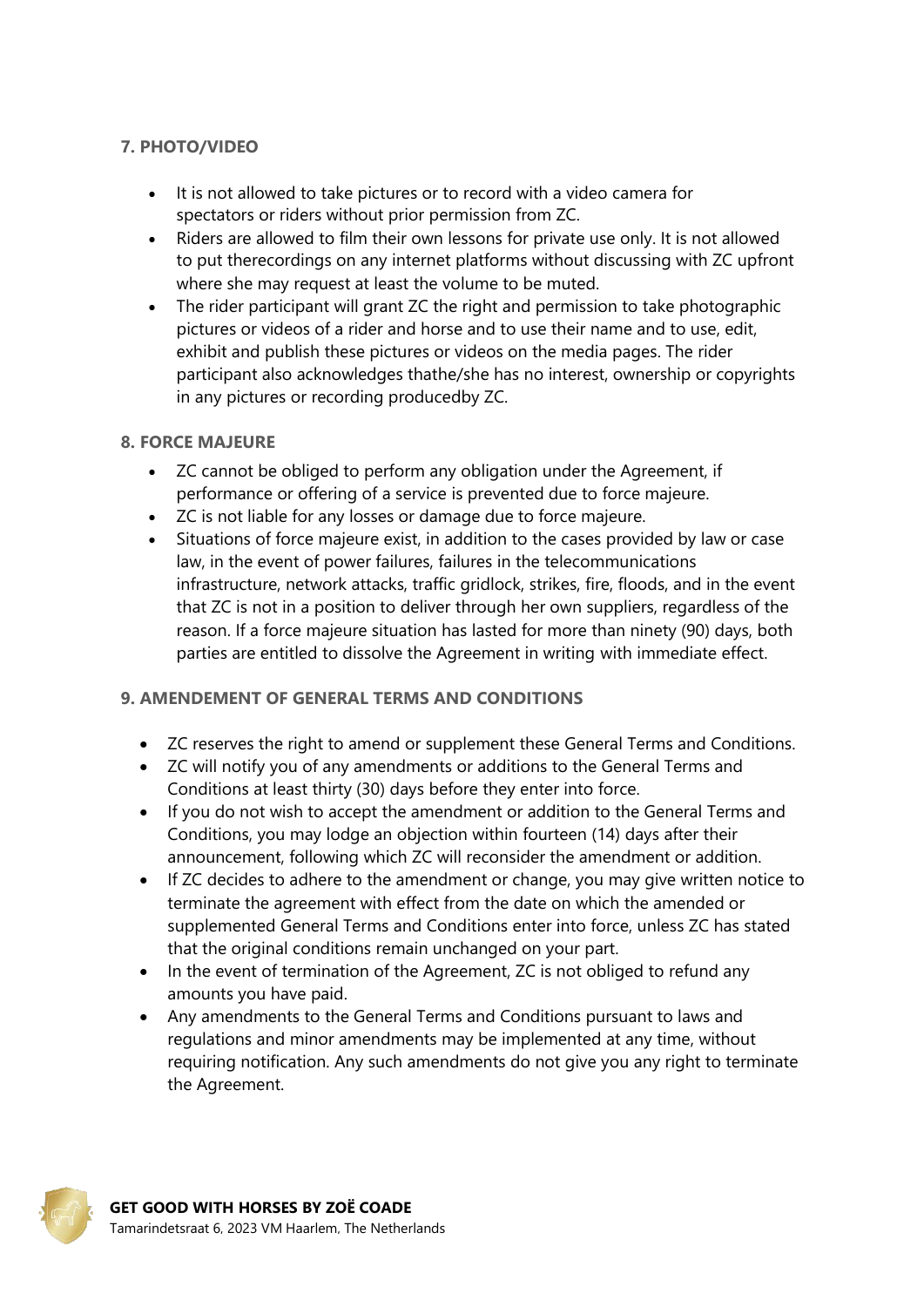### 7. PHOTO/VIDEO

- It is not allowed to take pictures or to record with a video camera for spectators or riders without prior permission from ZC.
- Riders are allowed to film their own lessons for private use only. It is not allowed to put therecordings on any internet platforms without discussing with ZC upfront where she may request at least the volume to be muted.
- The rider participant will grant ZC the right and permission to take photographic pictures or videos of a rider and horse and to use their name and to use, edit, exhibit and publish these pictures or videos on the media pages. The rider participant also acknowledges thathe/she has no interest, ownership or copyrights in any pictures or recording producedby ZC.

### 8. FORCE MAJEURE

- ZC cannot be obliged to perform any obligation under the Agreement, if performance or offering of a service is prevented due to force majeure.
- ZC is not liable for any losses or damage due to force majeure.
- Situations of force majeure exist, in addition to the cases provided by law or case law, in the event of power failures, failures in the telecommunications infrastructure, network attacks, traffic gridlock, strikes, fire, floods, and in the event that ZC is not in a position to deliver through her own suppliers, regardless of the reason. If a force majeure situation has lasted for more than ninety (90) days, both parties are entitled to dissolve the Agreement in writing with immediate effect.

### 9. AMENDEMENT OF GENERAL TERMS AND CONDITIONS

- ZC reserves the right to amend or supplement these General Terms and Conditions.
- ZC will notify you of any amendments or additions to the General Terms and Conditions at least thirty (30) days before they enter into force.
- If you do not wish to accept the amendment or addition to the General Terms and Conditions, you may lodge an objection within fourteen (14) days after their announcement, following which ZC will reconsider the amendment or addition.
- If ZC decides to adhere to the amendment or change, you may give written notice to terminate the agreement with effect from the date on which the amended or supplemented General Terms and Conditions enter into force, unless ZC has stated that the original conditions remain unchanged on your part.
- In the event of termination of the Agreement, ZC is not obliged to refund any amounts you have paid.
- Any amendments to the General Terms and Conditions pursuant to laws and regulations and minor amendments may be implemented at any time, without requiring notification. Any such amendments do not give you any right to terminate the Agreement.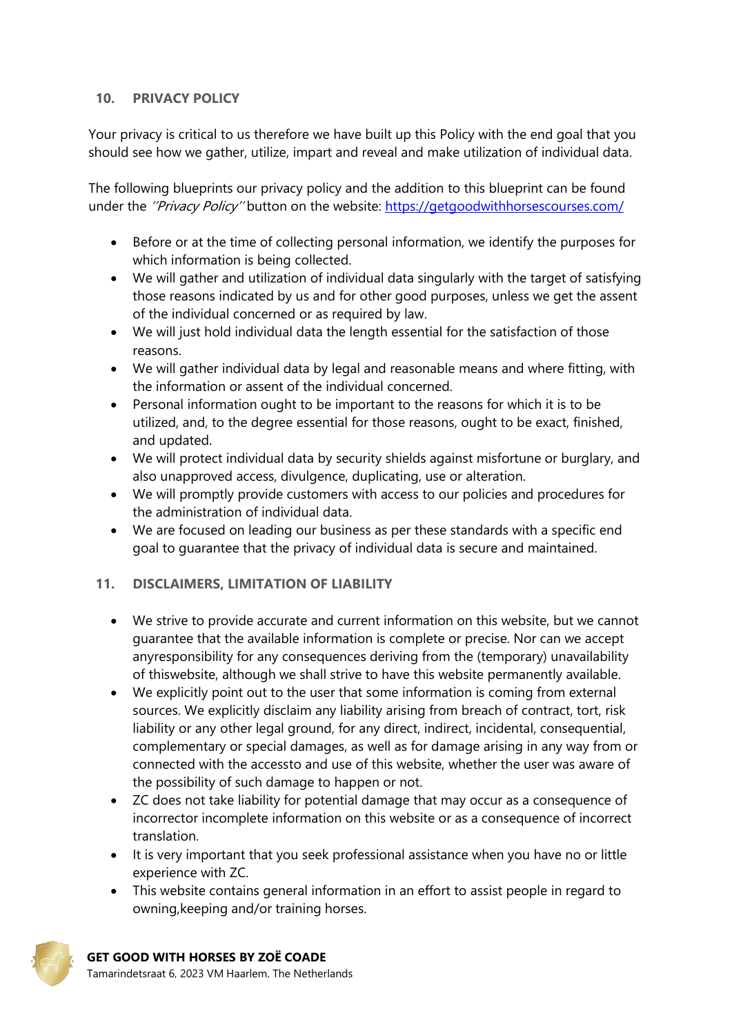## 10. PRIVACY POLICY

Your privacy is critical to us therefore we have built up this Policy with the end goal that you should see how we gather, utilize, impart and reveal and make utilization of individual data.

The following blueprints our privacy policy and the addition to this blueprint can be found under the *''Privacy Policy''* button on the website: [https://getgoodwithhorsescourses.com/](https://getgoodwithhorsescourses.com/)

- Before or at the time of collecting personal information, we identify the purposes for which information is being collected.
- We will gather and utilization of individual data singularly with the target of satisfying those reasons indicated by us and for other good purposes, unless we get the assent of the individual concerned or as required by law.
- We will just hold individual data the length essential for the satisfaction of those reasons.
- We will gather individual data by legal and reasonable means and where fitting, with the information or assent of the individual concerned.
- Personal information ought to be important to the reasons for which it is to be utilized, and, to the degree essential for those reasons, ought to be exact, finished, and updated.
- We will protect individual data by security shields against misfortune or burglary, and also unapproved access, divulgence, duplicating, use or alteration.
- We will promptly provide customers with access to our policies and procedures for the administration of individual data.
- We are focused on leading our business as per these standards with a specific end goal to guarantee that the privacy of individual data is secure and maintained.

## 11. DISCLAIMERS, LIMITATION OF LIABILITY

- We strive to provide accurate and current information on this website, but we cannot guarantee that the available information is complete or precise. Nor can we accept anyresponsibility for any consequences deriving from the (temporary) unavailability of thiswebsite, although we shall strive to have this website permanently available.
- We explicitly point out to the user that some information is coming from external sources. We explicitly disclaim any liability arising from breach of contract, tort, risk liability or any other legal ground, for any direct, indirect, incidental, consequential, complementary or special damages, as well as for damage arising in any way from or connected with the accessto and use of this website, whether the user was aware of the possibility of such damage to happen or not.
- ZC does not take liability for potential damage that may occur as a consequence of incorrector incomplete information on this website or as a consequence of incorrect translation.
- It is very important that you seek professional assistance when you have no or little experience with ZC.
- This website contains general information in an effort to assist people in regard to owning,keeping and/or training horses.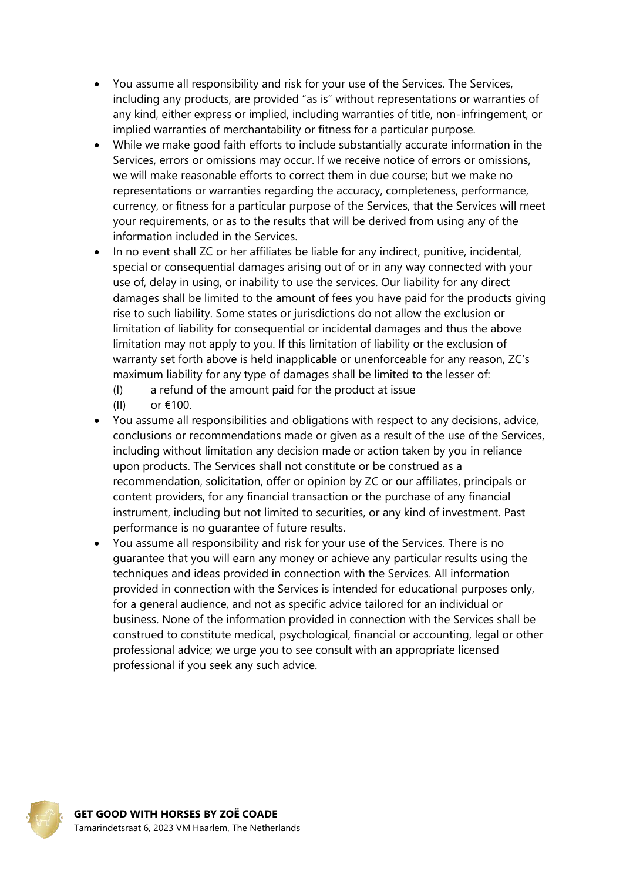- You assume all responsibility and risk for your use of the Services. The Services, including any products, are provided "as is" without representations or warranties of any kind, either express or implied, including warranties of title, non-infringement, or implied warranties of merchantability or fitness for a particular purpose.
- While we make good faith efforts to include substantially accurate information in the Services, errors or omissions may occur. If we receive notice of errors or omissions, we will make reasonable efforts to correct them in due course; but we make no representations or warranties regarding the accuracy, completeness, performance, currency, or fitness for a particular purpose of the Services, that the Services will meet your requirements, or as to the results that will be derived from using any of the information included in the Services.
- In no event shall ZC or her affiliates be liable for any indirect, punitive, incidental, special or consequential damages arising out of or in any way connected with your use of, delay in using, or inability to use the services. Our liability for any direct damages shall be limited to the amount of fees you have paid for the products giving rise to such liability. Some states or jurisdictions do not allow the exclusion or limitation of liability for consequential or incidental damages and thus the above limitation may not apply to you. If this limitation of liability or the exclusion of warranty set forth above is held inapplicable or unenforceable for any reason, ZC's maximum liability for any type of damages shall be limited to the lesser of:
  (I) a refund of the amount paid for the product at issue
  (II) or €100.
- You assume all responsibilities and obligations with respect to any decisions, advice, conclusions or recommendations made or given as a result of the use of the Services, including without limitation any decision made or action taken by you in reliance upon products. The Services shall not constitute or be construed as a recommendation, solicitation, offer or opinion by ZC or our affiliates, principals or content providers, for any financial transaction or the purchase of any financial instrument, including but not limited to securities, or any kind of investment. Past performance is no guarantee of future results.
- You assume all responsibility and risk for your use of the Services. There is no guarantee that you will earn any money or achieve any particular results using the techniques and ideas provided in connection with the Services. All information provided in connection with the Services is intended for educational purposes only, for a general audience, and not as specific advice tailored for an individual or business. None of the information provided in connection with the Services shall be construed to constitute medical, psychological, financial or accounting, legal or other professional advice; we urge you to see consult with an appropriate licensed professional if you seek any such advice.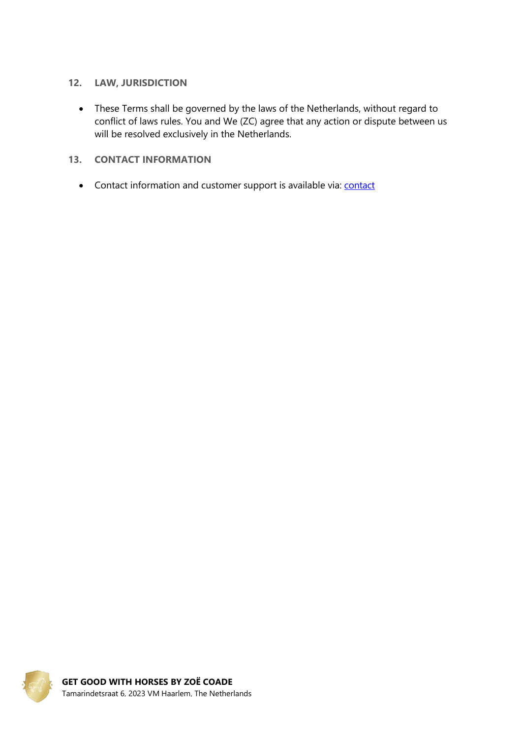## 12. LAW, JURISDICTION

- These Terms shall be governed by the laws of the Netherlands, without regard to conflict of laws rules. You and We (ZC) agree that any action or dispute between us will be resolved exclusively in the Netherlands.

## 13. CONTACT INFORMATION

- Contact information and customer support is available via: contact